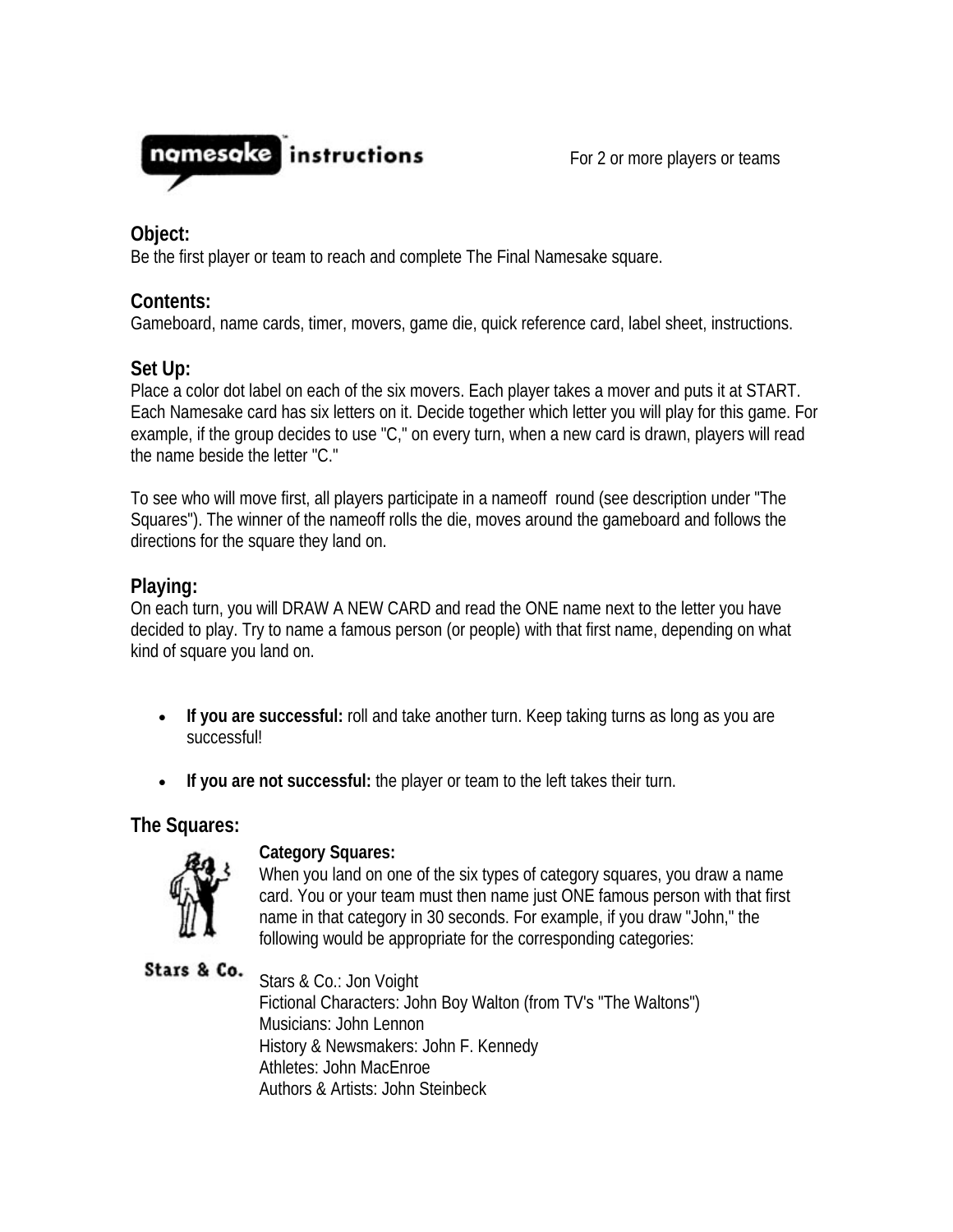# namesake™ instructions

For 2 or more players or teams

## Object:

Be the first player or team to reach and complete The Final Namesake square.

## Contents:

Gameboard, name cards, timer, movers, game die, quick reference card, label sheet, instructions.

## Set Up:

Place a color dot label on each of the six movers. Each player takes a mover and puts it at START. Each Namesake card has six letters on it. Decide together which letter you will play for this game. For example, if the group decides to use "C," on every turn, when a new card is drawn, players will read the name beside the letter "C."

To see who will move first, all players participate in a nameoff round (see description under "The Squares"). The winner of the nameoff rolls the die, moves around the gameboard and follows the directions for the square they land on.

## Playing:

On each turn, you will DRAW A NEW CARD and read the ONE name next to the letter you have decided to play. Try to name a famous person (or people) with that first name, depending on what kind of square you land on.

- **If you are successful:** roll and take another turn. Keep taking turns as long as you are successful!
- **If you are not successful:** the player or team to the left takes their turn.

## The Squares:

Stars & Co.

**Category Squares:**

When you land on one of the six types of category squares, you draw a name card. You or your team must then name just ONE famous person with that first name in that category in 30 seconds. For example, if you draw "John," the following would be appropriate for the corresponding categories:

Stars & Co.: Jon Voight
Fictional Characters: John Boy Walton (from TV's "The Waltons")
Musicians: John Lennon
History & Newsmakers: John F. Kennedy
Athletes: John MacEnroe
Authors & Artists: John Steinbeck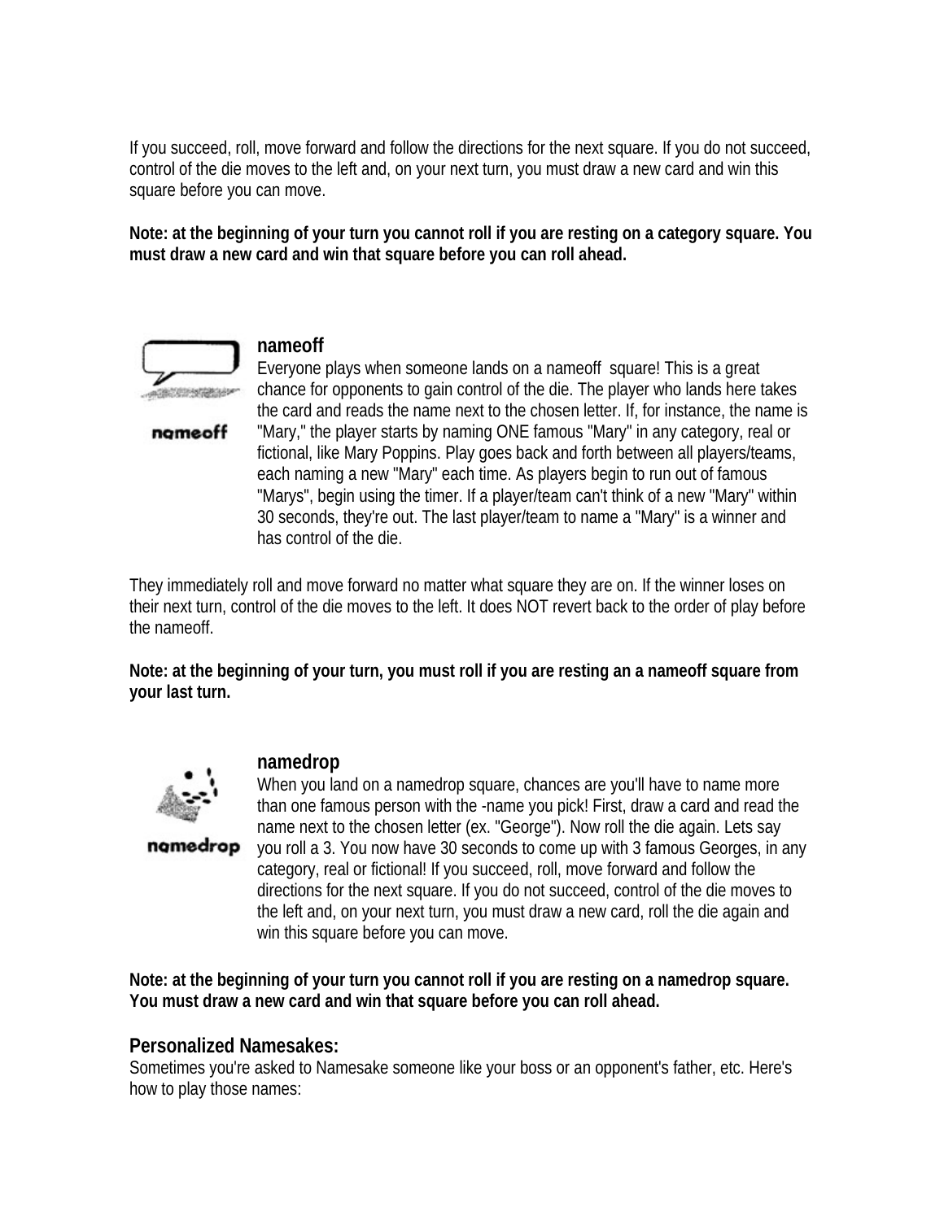If you succeed, roll, move forward and follow the directions for the next square. If you do not succeed, control of the die moves to the left and, on your next turn, you must draw a new card and win this square before you can move.

**Note: at the beginning of your turn you cannot roll if you are resting on a category square. You must draw a new card and win that square before you can roll ahead.**

### nameoff

Everyone plays when someone lands on a nameoff square! This is a great chance for opponents to gain control of the die. The player who lands here takes the card and reads the name next to the chosen letter. If, for instance, the name is "Mary," the player starts by naming ONE famous "Mary" in any category, real or fictional, like Mary Poppins. Play goes back and forth between all players/teams, each naming a new "Mary" each time. As players begin to run out of famous "Marys", begin using the timer. If a player/team can't think of a new "Mary" within 30 seconds, they're out. The last player/team to name a "Mary" is a winner and has control of the die.

They immediately roll and move forward no matter what square they are on. If the winner loses on their next turn, control of the die moves to the left. It does NOT revert back to the order of play before the nameoff.

**Note: at the beginning of your turn, you must roll if you are resting an a nameoff square from your last turn.**

### namedrop

When you land on a namedrop square, chances are you'll have to name more than one famous person with the -name you pick! First, draw a card and read the name next to the chosen letter (ex. "George"). Now roll the die again. Lets say you roll a 3. You now have 30 seconds to come up with 3 famous Georges, in any category, real or fictional! If you succeed, roll, move forward and follow the directions for the next square. If you do not succeed, control of the die moves to the left and, on your next turn, you must draw a new card, roll the die again and win this square before you can move.

**Note: at the beginning of your turn you cannot roll if you are resting on a namedrop square. You must draw a new card and win that square before you can roll ahead.**

### Personalized Namesakes:

Sometimes you're asked to Namesake someone like your boss or an opponent's father, etc. Here's how to play those names: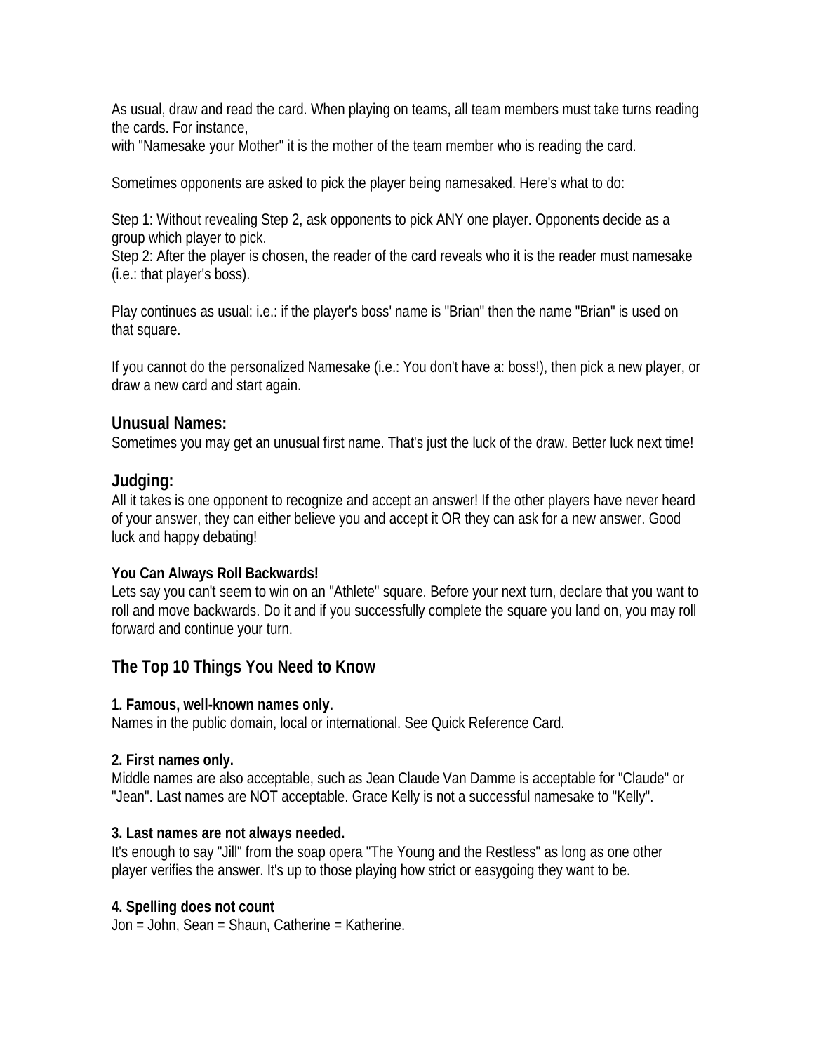As usual, draw and read the card. When playing on teams, all team members must take turns reading the cards. For instance,
with "Namesake your Mother" it is the mother of the team member who is reading the card.

Sometimes opponents are asked to pick the player being namesaked. Here's what to do:

Step 1: Without revealing Step 2, ask opponents to pick ANY one player. Opponents decide as a group which player to pick.
Step 2: After the player is chosen, the reader of the card reveals who it is the reader must namesake (i.e.: that player's boss).

Play continues as usual: i.e.: if the player's boss' name is "Brian" then the name "Brian" is used on that square.

If you cannot do the personalized Namesake (i.e.: You don't have a: boss!), then pick a new player, or draw a new card and start again.

## Unusual Names:

Sometimes you may get an unusual first name. That's just the luck of the draw. Better luck next time!

## Judging:

All it takes is one opponent to recognize and accept an answer! If the other players have never heard of your answer, they can either believe you and accept it OR they can ask for a new answer. Good luck and happy debating!

**You Can Always Roll Backwards!**

Lets say you can't seem to win on an "Athlete" square. Before your next turn, declare that you want to roll and move backwards. Do it and if you successfully complete the square you land on, you may roll forward and continue your turn.

## The Top 10 Things You Need to Know

**1. Famous, well-known names only.**

Names in the public domain, local or international. See Quick Reference Card.

**2. First names only.**

Middle names are also acceptable, such as Jean Claude Van Damme is acceptable for "Claude" or "Jean". Last names are NOT acceptable. Grace Kelly is not a successful namesake to "Kelly".

**3. Last names are not always needed.**

It's enough to say "Jill" from the soap opera "The Young and the Restless" as long as one other player verifies the answer. It's up to those playing how strict or easygoing they want to be.

**4. Spelling does not count**

Jon = John, Sean = Shaun, Catherine = Katherine.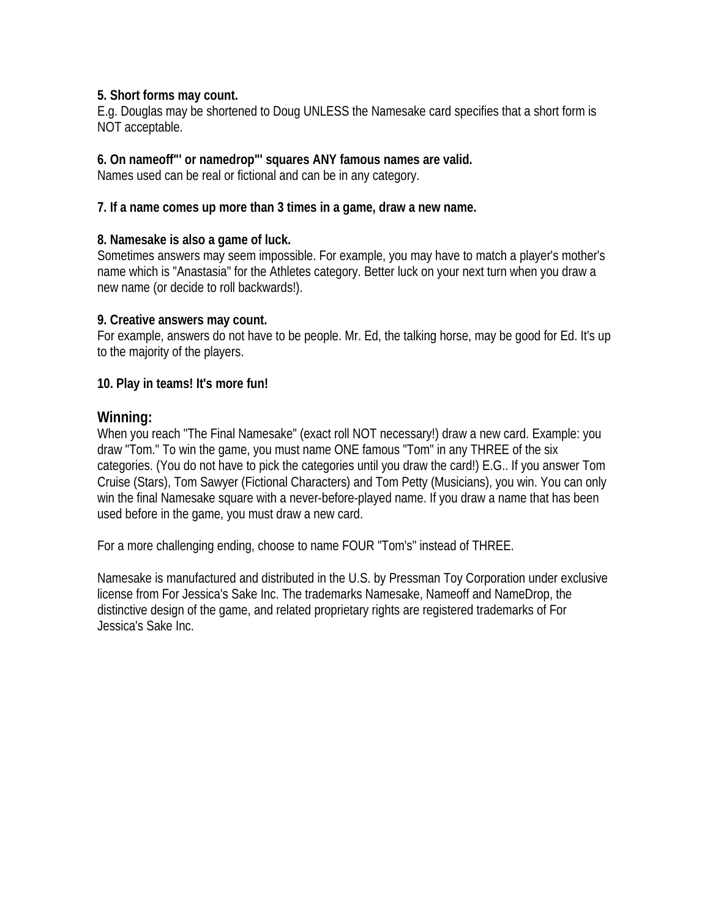**5. Short forms may count.**
E.g. Douglas may be shortened to Doug UNLESS the Namesake card specifies that a short form is NOT acceptable.

**6. On nameoff"' or namedrop"' squares ANY famous names are valid.**
Names used can be real or fictional and can be in any category.

**7. If a name comes up more than 3 times in a game, draw a new name.**

**8. Namesake is also a game of luck.**
Sometimes answers may seem impossible. For example, you may have to match a player's mother's name which is "Anastasia" for the Athletes category. Better luck on your next turn when you draw a new name (or decide to roll backwards!).

**9. Creative answers may count.**
For example, answers do not have to be people. Mr. Ed, the talking horse, may be good for Ed. It's up to the majority of the players.

**10. Play in teams! It's more fun!**

## Winning:

When you reach "The Final Namesake" (exact roll NOT necessary!) draw a new card. Example: you draw "Tom." To win the game, you must name ONE famous "Tom" in any THREE of the six categories. (You do not have to pick the categories until you draw the card!) E.G.. If you answer Tom Cruise (Stars), Tom Sawyer (Fictional Characters) and Tom Petty (Musicians), you win. You can only win the final Namesake square with a never-before-played name. If you draw a name that has been used before in the game, you must draw a new card.

For a more challenging ending, choose to name FOUR "Tom's" instead of THREE.

Namesake is manufactured and distributed in the U.S. by Pressman Toy Corporation under exclusive license from For Jessica's Sake Inc. The trademarks Namesake, Nameoff and NameDrop, the distinctive design of the game, and related proprietary rights are registered trademarks of For Jessica's Sake Inc.